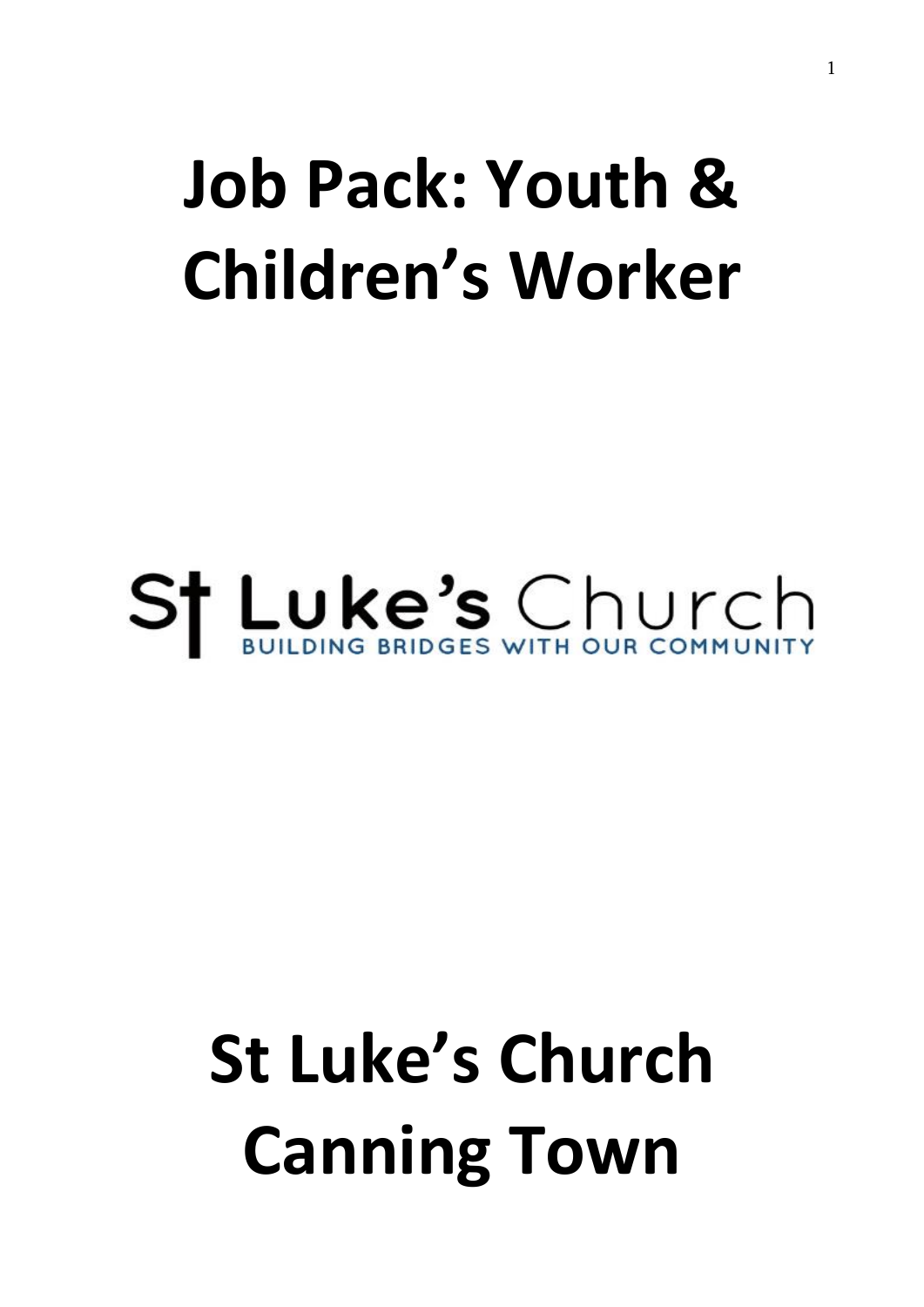# Job Pack: Youth & Children's Worker

St Luke's Church

BUILDING BRIDGES WITH OUR COMMUNITY

# St Luke's Church Canning Town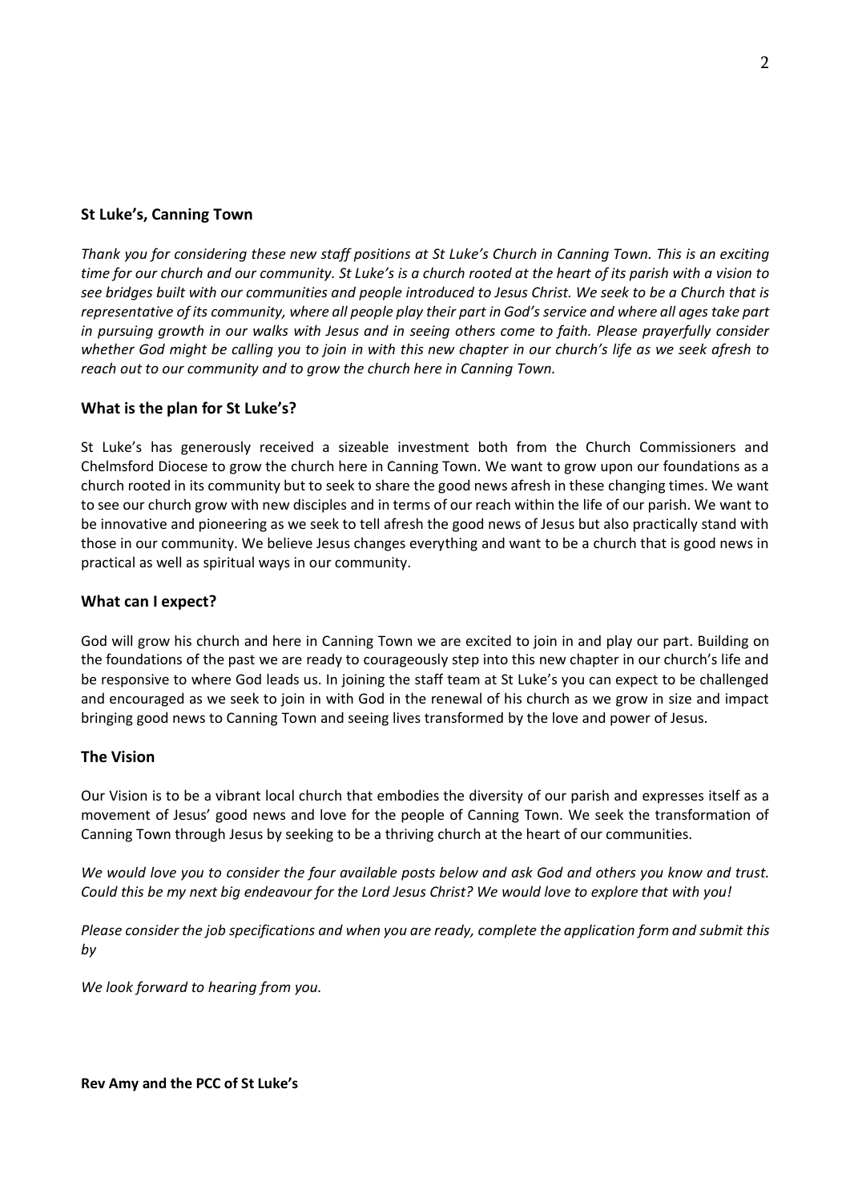## St Luke's, Canning Town

*Thank you for considering these new staff positions at St Luke's Church in Canning Town. This is an exciting time for our church and our community. St Luke's is a church rooted at the heart of its parish with a vision to see bridges built with our communities and people introduced to Jesus Christ. We seek to be a Church that is representative of its community, where all people play their part in God's service and where all ages take part in pursuing growth in our walks with Jesus and in seeing others come to faith. Please prayerfully consider whether God might be calling you to join in with this new chapter in our church's life as we seek afresh to reach out to our community and to grow the church here in Canning Town.*

## What is the plan for St Luke's?

St Luke's has generously received a sizeable investment both from the Church Commissioners and Chelmsford Diocese to grow the church here in Canning Town. We want to grow upon our foundations as a church rooted in its community but to seek to share the good news afresh in these changing times. We want to see our church grow with new disciples and in terms of our reach within the life of our parish. We want to be innovative and pioneering as we seek to tell afresh the good news of Jesus but also practically stand with those in our community. We believe Jesus changes everything and want to be a church that is good news in practical as well as spiritual ways in our community.

## What can I expect?

God will grow his church and here in Canning Town we are excited to join in and play our part. Building on the foundations of the past we are ready to courageously step into this new chapter in our church's life and be responsive to where God leads us. In joining the staff team at St Luke's you can expect to be challenged and encouraged as we seek to join in with God in the renewal of his church as we grow in size and impact bringing good news to Canning Town and seeing lives transformed by the love and power of Jesus.

## The Vision

Our Vision is to be a vibrant local church that embodies the diversity of our parish and expresses itself as a movement of Jesus' good news and love for the people of Canning Town. We seek the transformation of Canning Town through Jesus by seeking to be a thriving church at the heart of our communities.

*We would love you to consider the four available posts below and ask God and others you know and trust. Could this be my next big endeavour for the Lord Jesus Christ? We would love to explore that with you!*

*Please consider the job specifications and when you are ready, complete the application form and submit this by*

*We look forward to hearing from you.*

**Rev Amy and the PCC of St Luke's**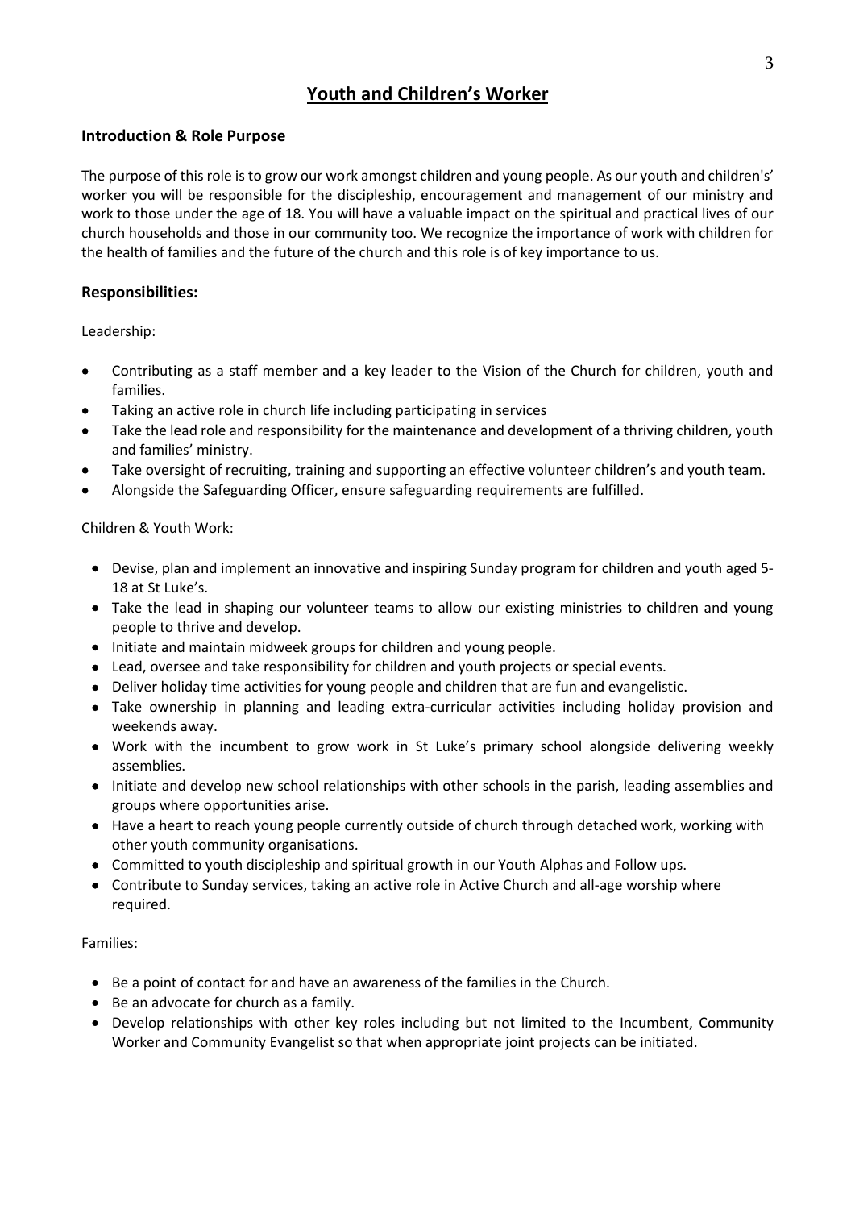# Youth and Children's Worker

## Introduction & Role Purpose

The purpose of this role is to grow our work amongst children and young people. As our youth and children's' worker you will be responsible for the discipleship, encouragement and management of our ministry and work to those under the age of 18. You will have a valuable impact on the spiritual and practical lives of our church households and those in our community too. We recognize the importance of work with children for the health of families and the future of the church and this role is of key importance to us.

## Responsibilities:

Leadership:

- Contributing as a staff member and a key leader to the Vision of the Church for children, youth and families.
- Taking an active role in church life including participating in services
- Take the lead role and responsibility for the maintenance and development of a thriving children, youth and families' ministry.
- Take oversight of recruiting, training and supporting an effective volunteer children's and youth team.
- Alongside the Safeguarding Officer, ensure safeguarding requirements are fulfilled.

Children & Youth Work:

- Devise, plan and implement an innovative and inspiring Sunday program for children and youth aged 5-18 at St Luke's.
- Take the lead in shaping our volunteer teams to allow our existing ministries to children and young people to thrive and develop.
- Initiate and maintain midweek groups for children and young people.
- Lead, oversee and take responsibility for children and youth projects or special events.
- Deliver holiday time activities for young people and children that are fun and evangelistic.
- Take ownership in planning and leading extra-curricular activities including holiday provision and weekends away.
- Work with the incumbent to grow work in St Luke's primary school alongside delivering weekly assemblies.
- Initiate and develop new school relationships with other schools in the parish, leading assemblies and groups where opportunities arise.
- Have a heart to reach young people currently outside of church through detached work, working with other youth community organisations.
- Committed to youth discipleship and spiritual growth in our Youth Alphas and Follow ups.
- Contribute to Sunday services, taking an active role in Active Church and all-age worship where required.

Families:

- Be a point of contact for and have an awareness of the families in the Church.
- Be an advocate for church as a family.
- Develop relationships with other key roles including but not limited to the Incumbent, Community Worker and Community Evangelist so that when appropriate joint projects can be initiated.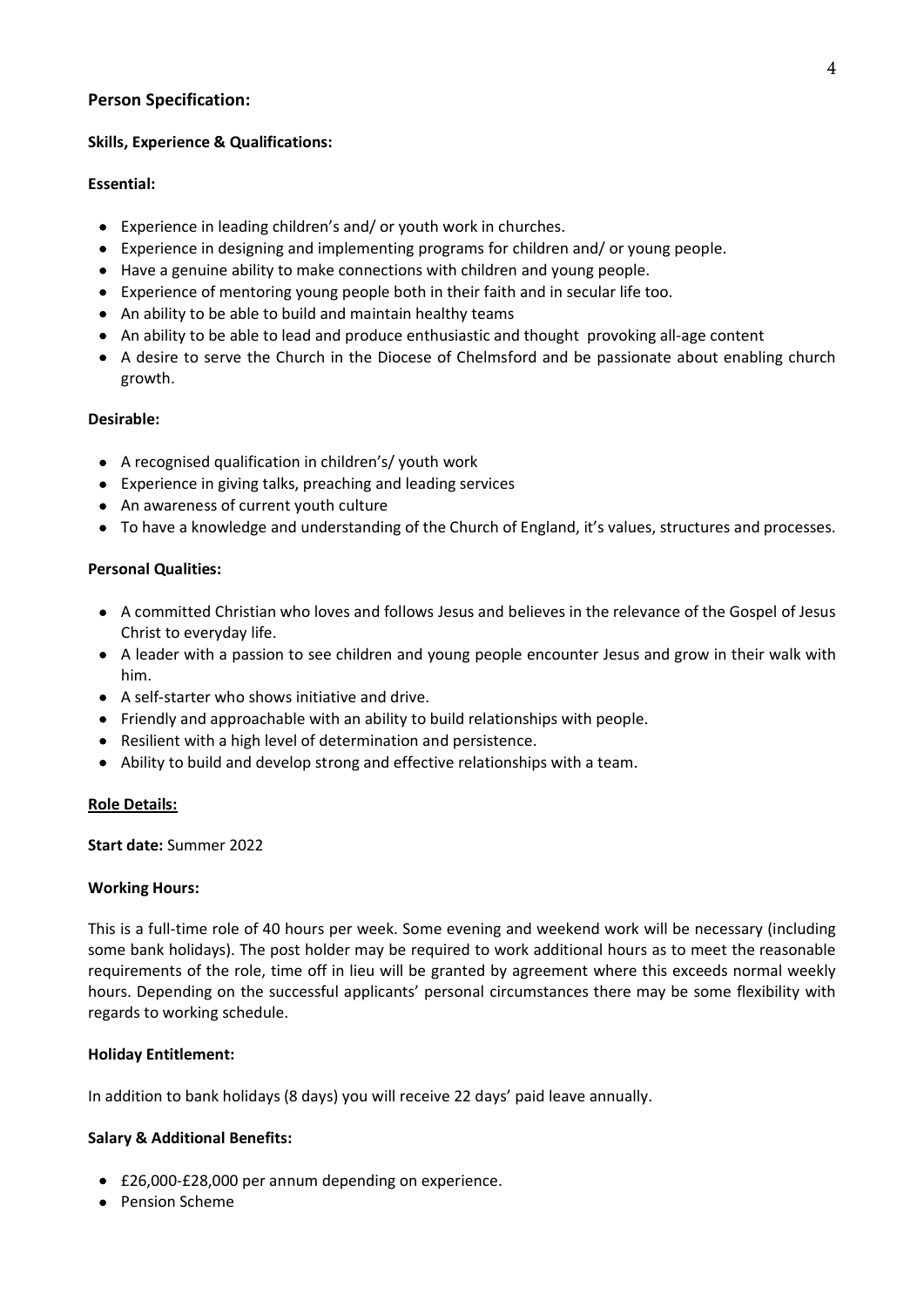## Person Specification:

### Skills, Experience & Qualifications:

**Essential:**

- Experience in leading children's and/ or youth work in churches.
- Experience in designing and implementing programs for children and/ or young people.
- Have a genuine ability to make connections with children and young people.
- Experience of mentoring young people both in their faith and in secular life too.
- An ability to be able to build and maintain healthy teams
- An ability to be able to lead and produce enthusiastic and thought provoking all-age content
- A desire to serve the Church in the Diocese of Chelmsford and be passionate about enabling church growth.

**Desirable:**

- A recognised qualification in children's/ youth work
- Experience in giving talks, preaching and leading services
- An awareness of current youth culture
- To have a knowledge and understanding of the Church of England, it's values, structures and processes.

### Personal Qualities:

- A committed Christian who loves and follows Jesus and believes in the relevance of the Gospel of Jesus Christ to everyday life.
- A leader with a passion to see children and young people encounter Jesus and grow in their walk with him.
- A self-starter who shows initiative and drive.
- Friendly and approachable with an ability to build relationships with people.
- Resilient with a high level of determination and persistence.
- Ability to build and develop strong and effective relationships with a team.

## Role Details:

**Start date:** Summer 2022

**Working Hours:**

This is a full-time role of 40 hours per week. Some evening and weekend work will be necessary (including some bank holidays). The post holder may be required to work additional hours as to meet the reasonable requirements of the role, time off in lieu will be granted by agreement where this exceeds normal weekly hours. Depending on the successful applicants' personal circumstances there may be some flexibility with regards to working schedule.

**Holiday Entitlement:**

In addition to bank holidays (8 days) you will receive 22 days' paid leave annually.

**Salary & Additional Benefits:**

- £26,000-£28,000 per annum depending on experience.
- Pension Scheme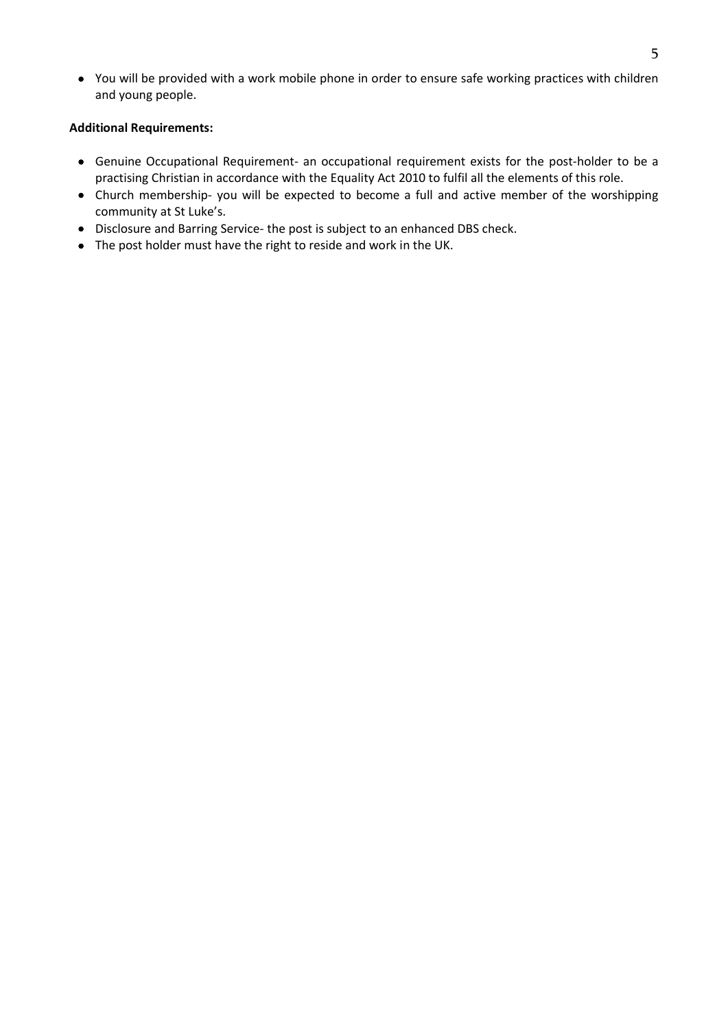- You will be provided with a work mobile phone in order to ensure safe working practices with children and young people.

**Additional Requirements:**

- Genuine Occupational Requirement- an occupational requirement exists for the post-holder to be a practising Christian in accordance with the Equality Act 2010 to fulfil all the elements of this role.
- Church membership- you will be expected to become a full and active member of the worshipping community at St Luke's.
- Disclosure and Barring Service- the post is subject to an enhanced DBS check.
- The post holder must have the right to reside and work in the UK.